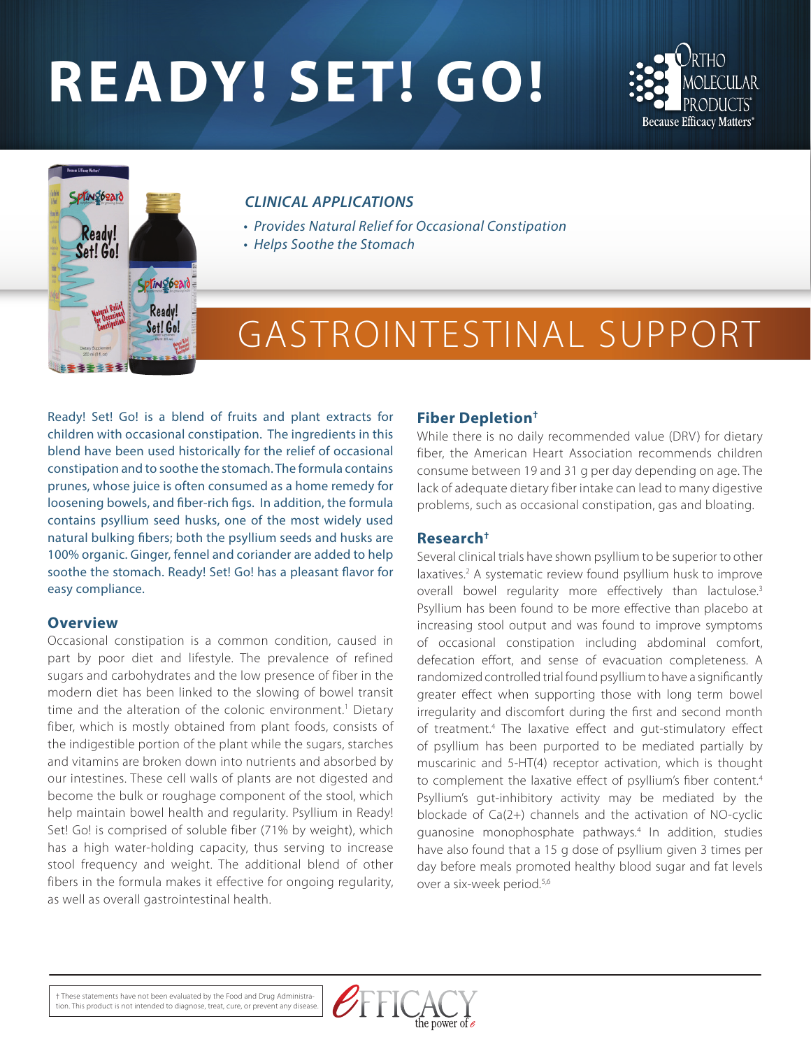# READY! SET! GO!

ORTHO MOLECULAR PRODUCTS® Because Efficacy Matters®

### *CLINICAL APPLICATIONS*

- *Provides Natural Relief for Occasional Constipation*
- *Helps Soothe the Stomach*

## GASTROINTESTINAL SUPPORT

Ready! Set! Go! is a blend of fruits and plant extracts for children with occasional constipation. The ingredients in this blend have been used historically for the relief of occasional constipation and to soothe the stomach. The formula contains prunes, whose juice is often consumed as a home remedy for loosening bowels, and fiber-rich figs. In addition, the formula contains psyllium seed husks, one of the most widely used natural bulking fibers; both the psyllium seeds and husks are 100% organic. Ginger, fennel and coriander are added to help soothe the stomach. Ready! Set! Go! has a pleasant flavor for easy compliance.

### Overview

Occasional constipation is a common condition, caused in part by poor diet and lifestyle. The prevalence of refined sugars and carbohydrates and the low presence of fiber in the modern diet has been linked to the slowing of bowel transit time and the alteration of the colonic environment.[1] Dietary fiber, which is mostly obtained from plant foods, consists of the indigestible portion of the plant while the sugars, starches and vitamins are broken down into nutrients and absorbed by our intestines. These cell walls of plants are not digested and become the bulk or roughage component of the stool, which help maintain bowel health and regularity. Psyllium in Ready! Set! Go! is comprised of soluble fiber (71% by weight), which has a high water-holding capacity, thus serving to increase stool frequency and weight. The additional blend of other fibers in the formula makes it effective for ongoing regularity, as well as overall gastrointestinal health.

### Fiber Depletion†

While there is no daily recommended value (DRV) for dietary fiber, the American Heart Association recommends children consume between 19 and 31 g per day depending on age. The lack of adequate dietary fiber intake can lead to many digestive problems, such as occasional constipation, gas and bloating.

### Research†

Several clinical trials have shown psyllium to be superior to other laxatives.[2] A systematic review found psyllium husk to improve overall bowel regularity more effectively than lactulose.[3] Psyllium has been found to be more effective than placebo at increasing stool output and was found to improve symptoms of occasional constipation including abdominal comfort, defecation effort, and sense of evacuation completeness. A randomized controlled trial found psyllium to have a significantly greater effect when supporting those with long term bowel irregularity and discomfort during the first and second month of treatment.[4] The laxative effect and gut-stimulatory effect of psyllium has been purported to be mediated partially by muscarinic and 5-HT(4) receptor activation, which is thought to complement the laxative effect of psyllium's fiber content.[4] Psyllium's gut-inhibitory activity may be mediated by the blockade of Ca(2+) channels and the activation of NO-cyclic guanosine monophosphate pathways.[4] In addition, studies have also found that a 15 g dose of psyllium given 3 times per day before meals promoted healthy blood sugar and fat levels over a six-week period.[5,6]

† These statements have not been evaluated by the Food and Drug Administration. This product is not intended to diagnose, treat, cure, or prevent any disease.

EFFICACY the power of e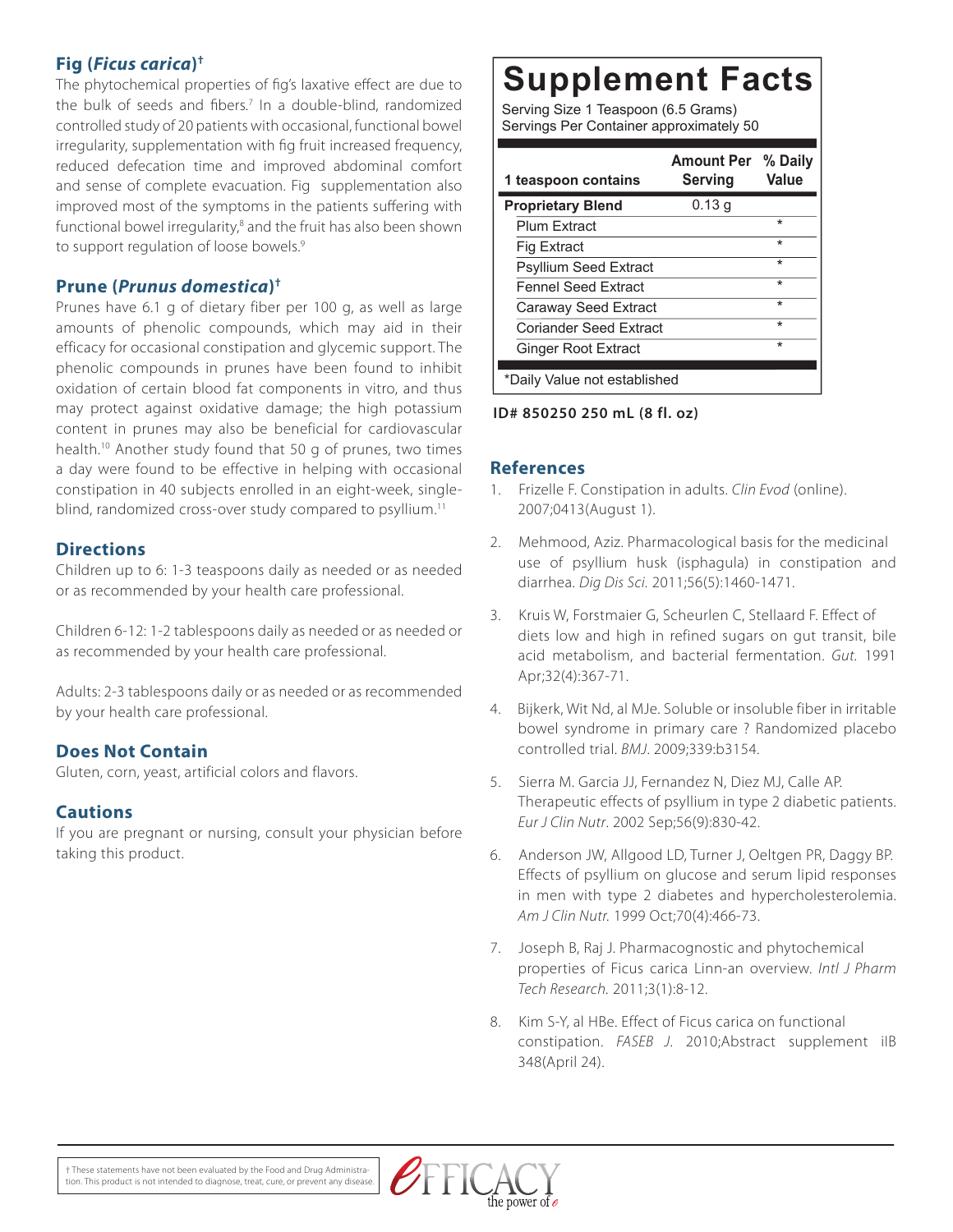## Fig (*Ficus carica*)†

The phytochemical properties of fig's laxative effect are due to the bulk of seeds and fibers.[7] In a double-blind, randomized controlled study of 20 patients with occasional, functional bowel irregularity, supplementation with fig fruit increased frequency, reduced defecation time and improved abdominal comfort and sense of complete evacuation. Fig supplementation also improved most of the symptoms in the patients suffering with functional bowel irregularity,[8] and the fruit has also been shown to support regulation of loose bowels.[9]

## Prune (*Prunus domestica*)†

Prunes have 6.1 g of dietary fiber per 100 g, as well as large amounts of phenolic compounds, which may aid in their efficacy for occasional constipation and glycemic support. The phenolic compounds in prunes have been found to inhibit oxidation of certain blood fat components in vitro, and thus may protect against oxidative damage; the high potassium content in prunes may also be beneficial for cardiovascular health.[10] Another study found that 50 g of prunes, two times a day were found to be effective in helping with occasional constipation in 40 subjects enrolled in an eight-week, single-blind, randomized cross-over study compared to psyllium.[11]

## Directions

Children up to 6: 1-3 teaspoons daily as needed or as needed or as recommended by your health care professional.

Children 6-12: 1-2 tablespoons daily as needed or as needed or as recommended by your health care professional.

Adults: 2-3 tablespoons daily or as needed or as recommended by your health care professional.

## Does Not Contain

Gluten, corn, yeast, artificial colors and flavors.

## Cautions

If you are pregnant or nursing, consult your physician before taking this product.

# Supplement Facts

Serving Size 1 Teaspoon (6.5 Grams)
Servings Per Container approximately 50

| 1 teaspoon contains | Amount Per Serving | % Daily Value |
|---|---|---|
| **Proprietary Blend** | 0.13 g | |
| Plum Extract | | * |
| Fig Extract | | * |
| Psyllium Seed Extract | | * |
| Fennel Seed Extract | | * |
| Caraway Seed Extract | | * |
| Coriander Seed Extract | | * |
| Ginger Root Extract | | * |

*Daily Value not established

**ID# 850250 250 mL (8 fl. oz)**

## References

1. Frizelle F. Constipation in adults. *Clin Evod* (online). 2007;0413(August 1).
2. Mehmood, Aziz. Pharmacological basis for the medicinal use of psyllium husk (isphagula) in constipation and diarrhea. *Dig Dis Sci.* 2011;56(5):1460-1471.
3. Kruis W, Forstmaier G, Scheurlen C, Stellaard F. Effect of diets low and high in refined sugars on gut transit, bile acid metabolism, and bacterial fermentation. *Gut.* 1991 Apr;32(4):367-71.
4. Bijkerk, Wit Nd, al MJe. Soluble or insoluble fiber in irritable bowel syndrome in primary care ? Randomized placebo controlled trial. *BMJ*. 2009;339:b3154.
5. Sierra M. Garcia JJ, Fernandez N, Diez MJ, Calle AP. Therapeutic effects of psyllium in type 2 diabetic patients. *Eur J Clin Nutr*. 2002 Sep;56(9):830-42.
6. Anderson JW, Allgood LD, Turner J, Oeltgen PR, Daggy BP. Effects of psyllium on glucose and serum lipid responses in men with type 2 diabetes and hypercholesterolemia. *Am J Clin Nutr.* 1999 Oct;70(4):466-73.
7. Joseph B, Raj J. Pharmacognostic and phytochemical properties of Ficus carica Linn-an overview. *Intl J Pharm Tech Research.* 2011;3(1):8-12.
8. Kim S-Y, al HBe. Effect of Ficus carica on functional constipation. *FASEB J.* 2010;Abstract supplement iIB 348(April 24).

† These statements have not been evaluated by the Food and Drug Administration. This product is not intended to diagnose, treat, cure, or prevent any disease.

eFFICACY the power of e